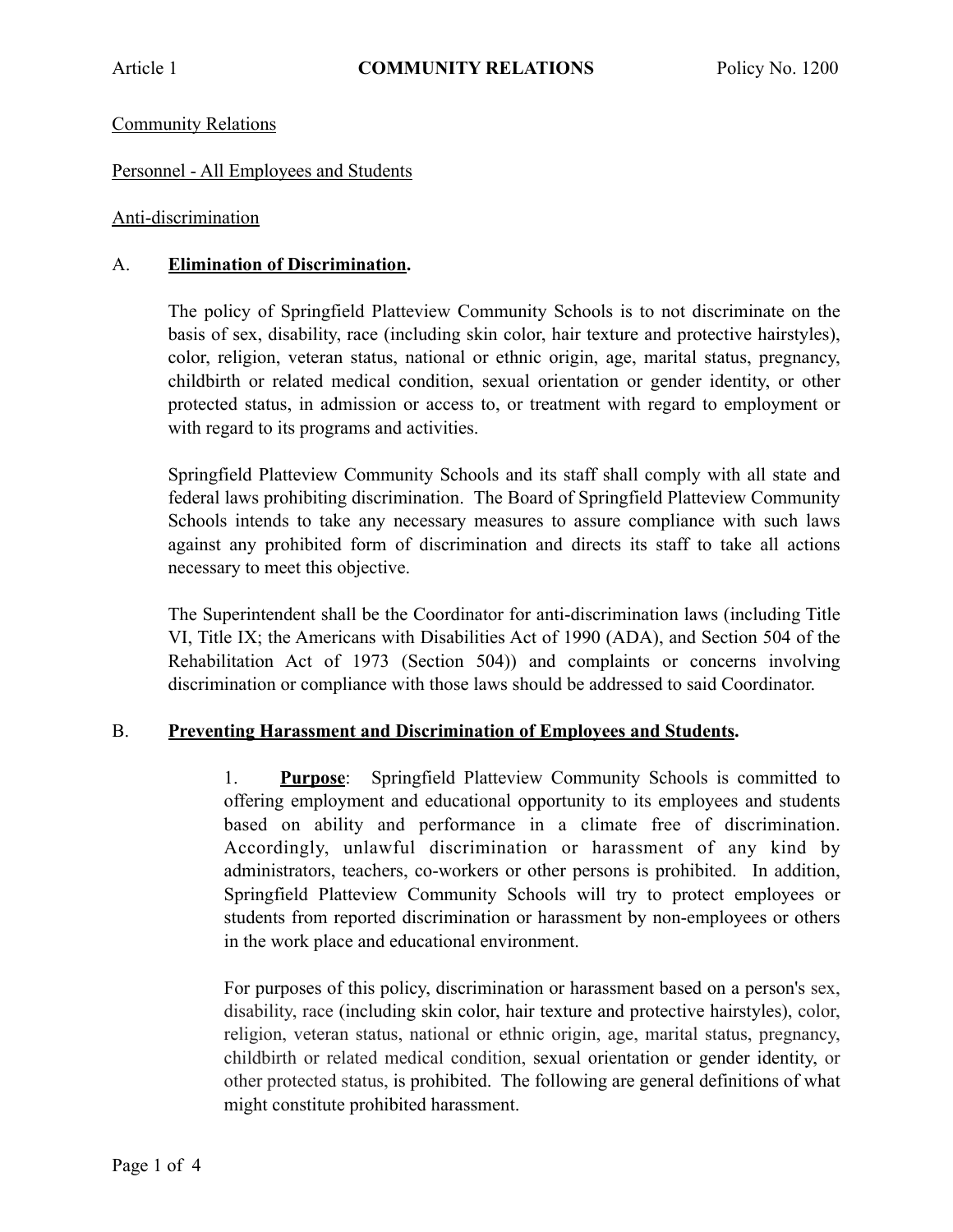Article 1 **COMMUNITY RELATIONS** Policy No. 1200

Community Relations

Personnel - All Employees and Students

Anti-discrimination

## A. **Elimination of Discrimination.**

The policy of Springfield Platteview Community Schools is to not discriminate on the basis of sex, disability, race (including skin color, hair texture and protective hairstyles), color, religion, veteran status, national or ethnic origin, age, marital status, pregnancy, childbirth or related medical condition, sexual orientation or gender identity, or other protected status, in admission or access to, or treatment with regard to employment or with regard to its programs and activities.

Springfield Platteview Community Schools and its staff shall comply with all state and federal laws prohibiting discrimination. The Board of Springfield Platteview Community Schools intends to take any necessary measures to assure compliance with such laws against any prohibited form of discrimination and directs its staff to take all actions necessary to meet this objective.

The Superintendent shall be the Coordinator for anti-discrimination laws (including Title VI, Title IX; the Americans with Disabilities Act of 1990 (ADA), and Section 504 of the Rehabilitation Act of 1973 (Section 504)) and complaints or concerns involving discrimination or compliance with those laws should be addressed to said Coordinator.

## B. **Preventing Harassment and Discrimination of Employees and Students.**

1. **Purpose**: Springfield Platteview Community Schools is committed to offering employment and educational opportunity to its employees and students based on ability and performance in a climate free of discrimination. Accordingly, unlawful discrimination or harassment of any kind by administrators, teachers, co-workers or other persons is prohibited. In addition, Springfield Platteview Community Schools will try to protect employees or students from reported discrimination or harassment by non-employees or others in the work place and educational environment.

For purposes of this policy, discrimination or harassment based on a person's sex, disability, race (including skin color, hair texture and protective hairstyles), color, religion, veteran status, national or ethnic origin, age, marital status, pregnancy, childbirth or related medical condition, sexual orientation or gender identity, or other protected status, is prohibited. The following are general definitions of what might constitute prohibited harassment.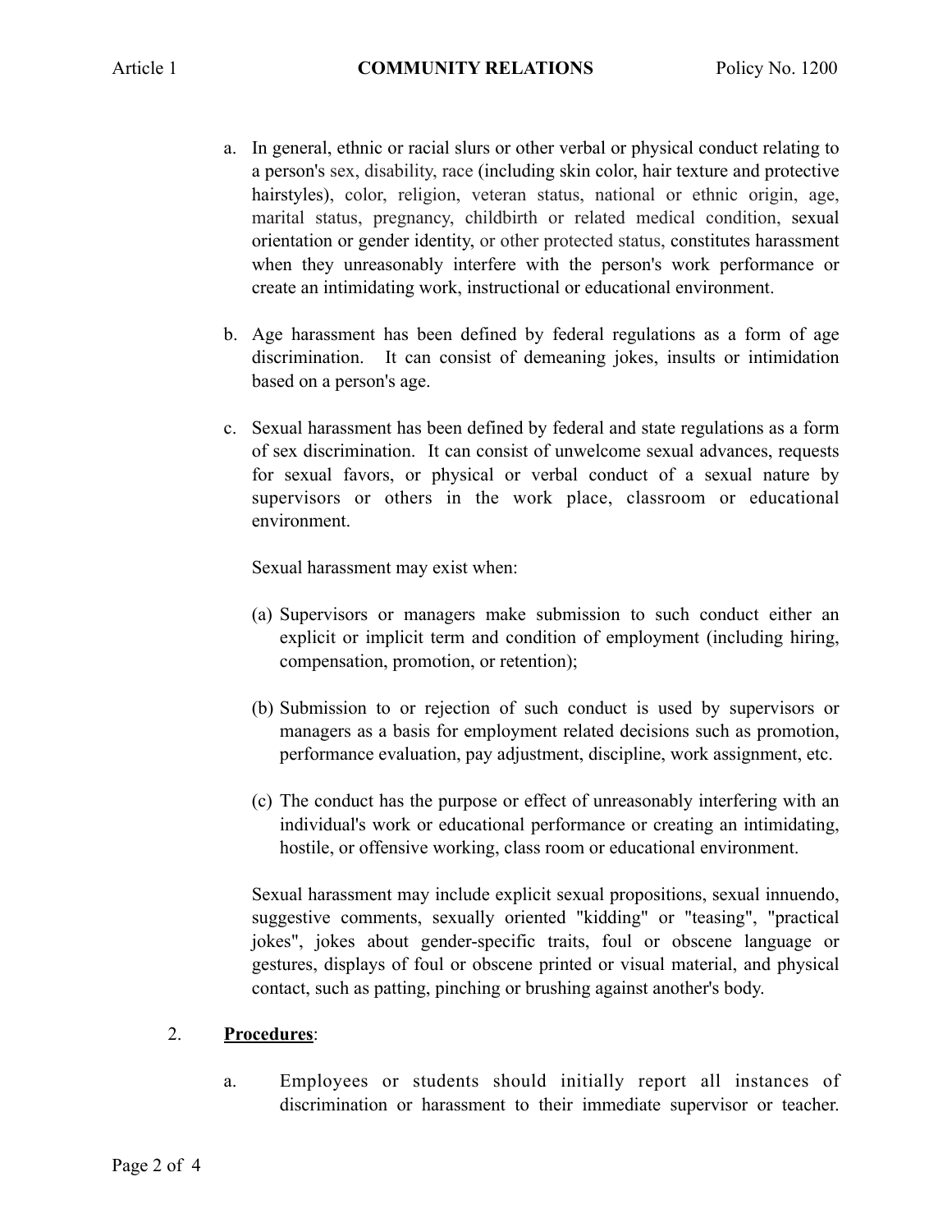a. In general, ethnic or racial slurs or other verbal or physical conduct relating to a person's sex, disability, race (including skin color, hair texture and protective hairstyles), color, religion, veteran status, national or ethnic origin, age, marital status, pregnancy, childbirth or related medical condition, sexual orientation or gender identity, or other protected status, constitutes harassment when they unreasonably interfere with the person's work performance or create an intimidating work, instructional or educational environment.

b. Age harassment has been defined by federal regulations as a form of age discrimination. It can consist of demeaning jokes, insults or intimidation based on a person's age.

c. Sexual harassment has been defined by federal and state regulations as a form of sex discrimination. It can consist of unwelcome sexual advances, requests for sexual favors, or physical or verbal conduct of a sexual nature by supervisors or others in the work place, classroom or educational environment.

   Sexual harassment may exist when:

   (a) Supervisors or managers make submission to such conduct either an explicit or implicit term and condition of employment (including hiring, compensation, promotion, or retention);

   (b) Submission to or rejection of such conduct is used by supervisors or managers as a basis for employment related decisions such as promotion, performance evaluation, pay adjustment, discipline, work assignment, etc.

   (c) The conduct has the purpose or effect of unreasonably interfering with an individual's work or educational performance or creating an intimidating, hostile, or offensive working, class room or educational environment.

   Sexual harassment may include explicit sexual propositions, sexual innuendo, suggestive comments, sexually oriented "kidding" or "teasing", "practical jokes", jokes about gender-specific traits, foul or obscene language or gestures, displays of foul or obscene printed or visual material, and physical contact, such as patting, pinching or brushing against another's body.

2. **<u>Procedures</u>**:

   a. Employees or students should initially report all instances of discrimination or harassment to their immediate supervisor or teacher.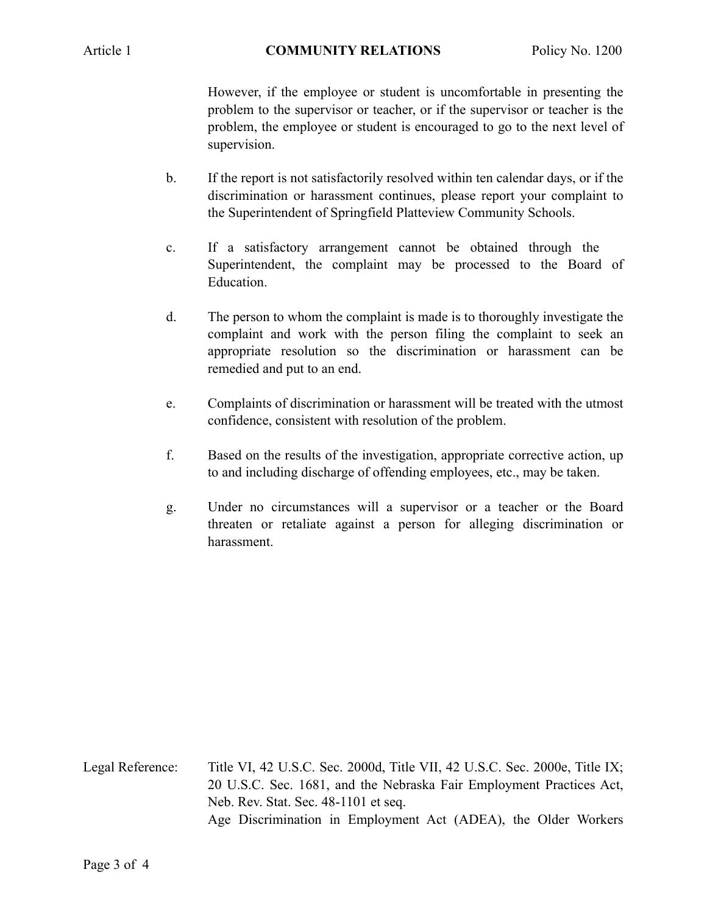However, if the employee or student is uncomfortable in presenting the problem to the supervisor or teacher, or if the supervisor or teacher is the problem, the employee or student is encouraged to go to the next level of supervision.

b. If the report is not satisfactorily resolved within ten calendar days, or if the discrimination or harassment continues, please report your complaint to the Superintendent of Springfield Platteview Community Schools.

c. If a satisfactory arrangement cannot be obtained through the Superintendent, the complaint may be processed to the Board of Education.

d. The person to whom the complaint is made is to thoroughly investigate the complaint and work with the person filing the complaint to seek an appropriate resolution so the discrimination or harassment can be remedied and put to an end.

e. Complaints of discrimination or harassment will be treated with the utmost confidence, consistent with resolution of the problem.

f. Based on the results of the investigation, appropriate corrective action, up to and including discharge of offending employees, etc., may be taken.

g. Under no circumstances will a supervisor or a teacher or the Board threaten or retaliate against a person for alleging discrimination or harassment.

Legal Reference: Title VI, 42 U.S.C. Sec. 2000d, Title VII, 42 U.S.C. Sec. 2000e, Title IX; 20 U.S.C. Sec. 1681, and the Nebraska Fair Employment Practices Act, Neb. Rev. Stat. Sec. 48-1101 et seq.
Age Discrimination in Employment Act (ADEA), the Older Workers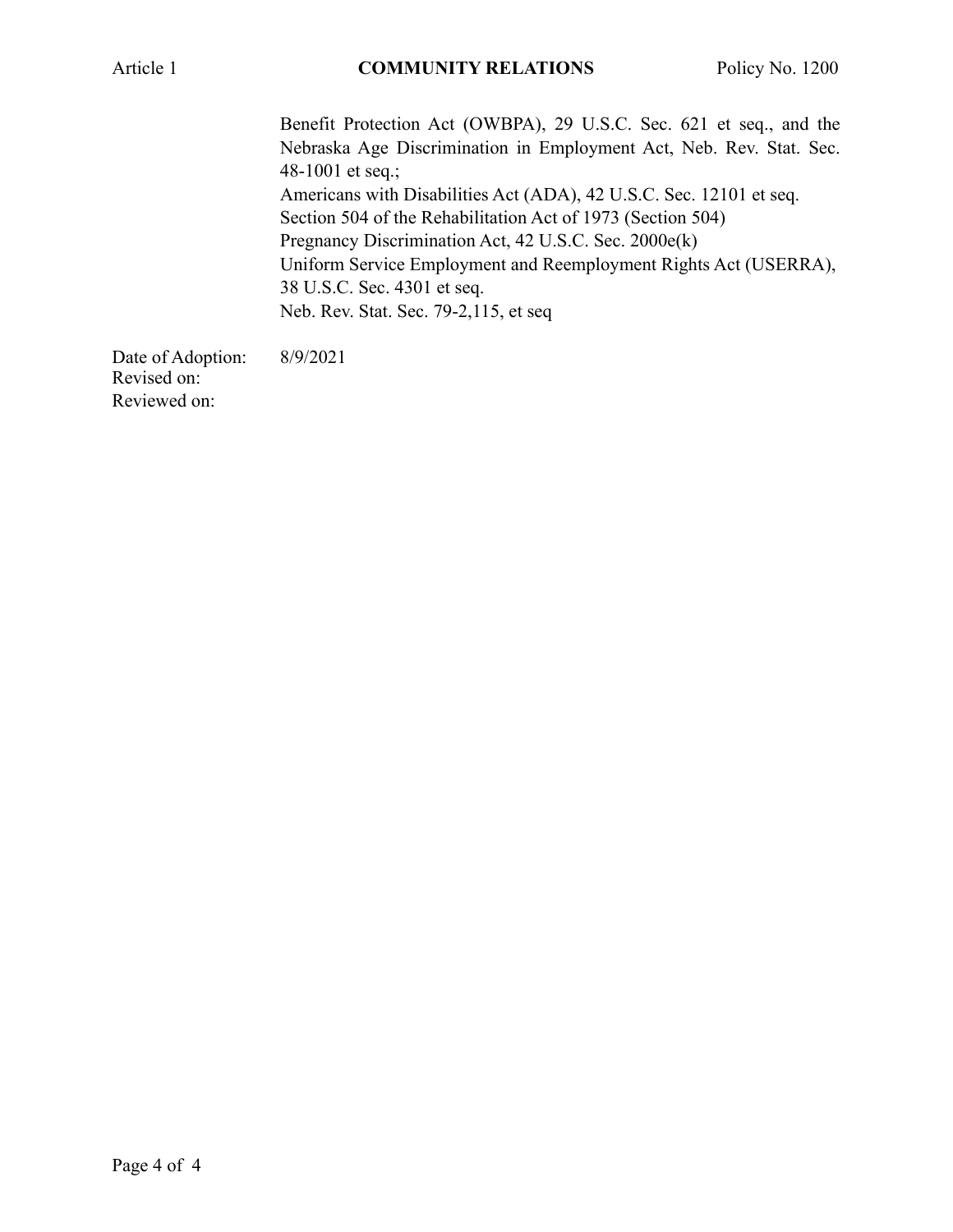Benefit Protection Act (OWBPA), 29 U.S.C. Sec. 621 et seq., and the Nebraska Age Discrimination in Employment Act, Neb. Rev. Stat. Sec. 48-1001 et seq.;
Americans with Disabilities Act (ADA), 42 U.S.C. Sec. 12101 et seq.
Section 504 of the Rehabilitation Act of 1973 (Section 504)
Pregnancy Discrimination Act, 42 U.S.C. Sec. 2000e(k)
Uniform Service Employment and Reemployment Rights Act (USERRA), 38 U.S.C. Sec. 4301 et seq.
Neb. Rev. Stat. Sec. 79-2,115, et seq

Date of Adoption: 8/9/2021
Revised on:
Reviewed on: